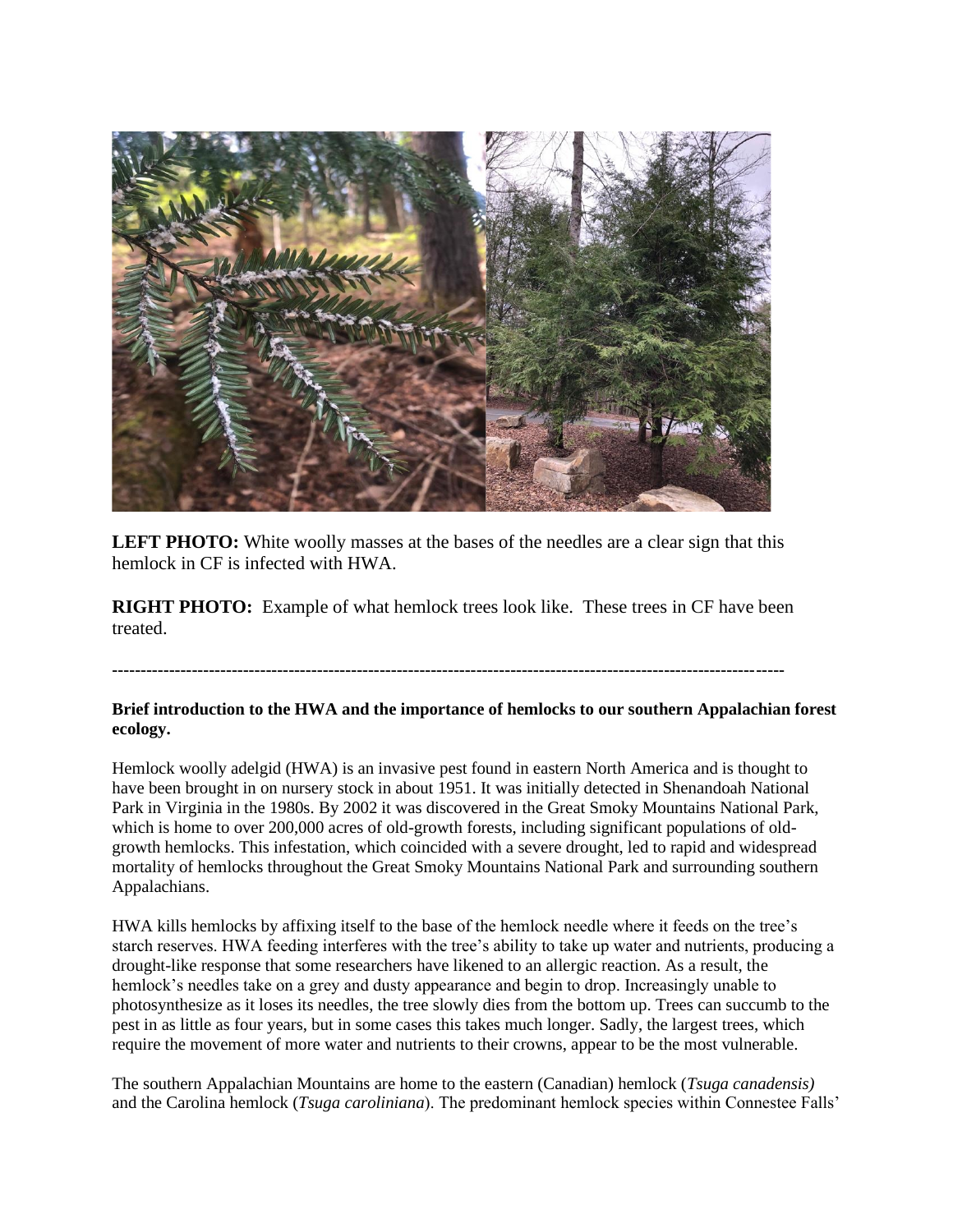**LEFT PHOTO:** White woolly masses at the bases of the needles are a clear sign that this hemlock in CF is infected with HWA.

**RIGHT PHOTO:** Example of what hemlock trees look like. These trees in CF have been treated.

---

**Brief introduction to the HWA and the importance of hemlocks to our southern Appalachian forest ecology.**

Hemlock woolly adelgid (HWA) is an invasive pest found in eastern North America and is thought to have been brought in on nursery stock in about 1951. It was initially detected in Shenandoah National Park in Virginia in the 1980s. By 2002 it was discovered in the Great Smoky Mountains National Park, which is home to over 200,000 acres of old-growth forests, including significant populations of old-growth hemlocks. This infestation, which coincided with a severe drought, led to rapid and widespread mortality of hemlocks throughout the Great Smoky Mountains National Park and surrounding southern Appalachians.

HWA kills hemlocks by affixing itself to the base of the hemlock needle where it feeds on the tree's starch reserves. HWA feeding interferes with the tree's ability to take up water and nutrients, producing a drought-like response that some researchers have likened to an allergic reaction. As a result, the hemlock's needles take on a grey and dusty appearance and begin to drop. Increasingly unable to photosynthesize as it loses its needles, the tree slowly dies from the bottom up. Trees can succumb to the pest in as little as four years, but in some cases this takes much longer. Sadly, the largest trees, which require the movement of more water and nutrients to their crowns, appear to be the most vulnerable.

The southern Appalachian Mountains are home to the eastern (Canadian) hemlock (*Tsuga canadensis)* and the Carolina hemlock (*Tsuga caroliniana*). The predominant hemlock species within Connestee Falls'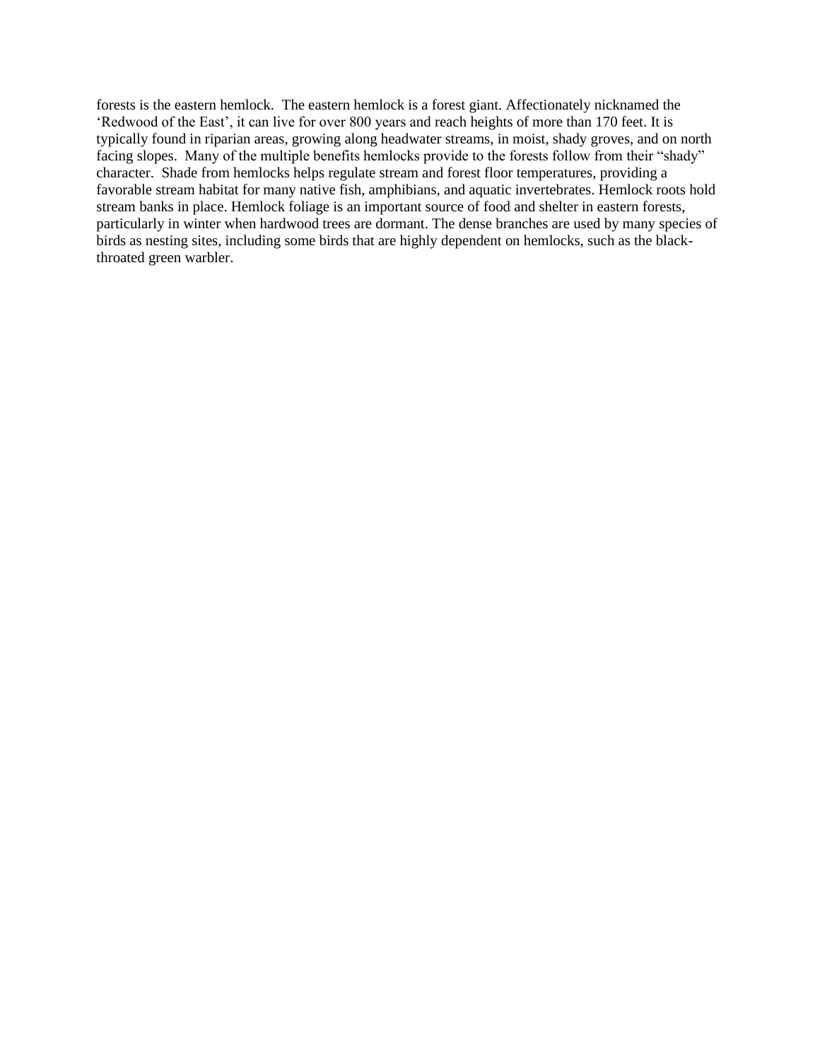forests is the eastern hemlock. The eastern hemlock is a forest giant. Affectionately nicknamed the 'Redwood of the East', it can live for over 800 years and reach heights of more than 170 feet. It is typically found in riparian areas, growing along headwater streams, in moist, shady groves, and on north facing slopes. Many of the multiple benefits hemlocks provide to the forests follow from their "shady" character. Shade from hemlocks helps regulate stream and forest floor temperatures, providing a favorable stream habitat for many native fish, amphibians, and aquatic invertebrates. Hemlock roots hold stream banks in place. Hemlock foliage is an important source of food and shelter in eastern forests, particularly in winter when hardwood trees are dormant. The dense branches are used by many species of birds as nesting sites, including some birds that are highly dependent on hemlocks, such as the black-throated green warbler.